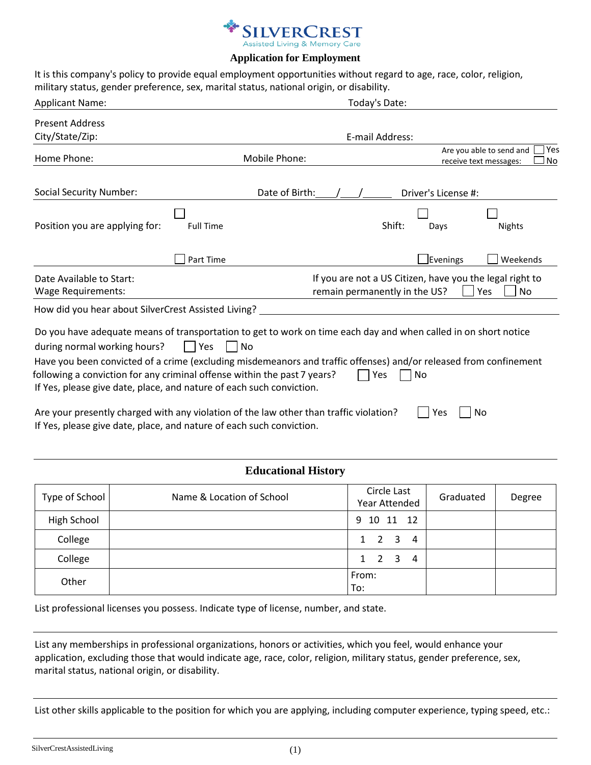# SILVERCREST
Assisted Living & Memory Care

## Application for Employment

It is this company's policy to provide equal employment opportunities without regard to age, race, color, religion, military status, gender preference, sex, marital status, national origin, or disability.

Applicant Name: Today's Date:

Present Address
City/State/Zip: E-mail Address:

Home Phone: Mobile Phone: Are you able to send and receive text messages: ☐ Yes ☐ No

Social Security Number: Date of Birth: ___/___/______ Driver's License #:

Position you are applying for: ☐ Full Time ☐ Part Time Shift: ☐ Days ☐ Nights ☐ Evenings ☐ Weekends

Date Available to Start:
Wage Requirements:

If you are not a US Citizen, have you the legal right to remain permanently in the US? ☐ Yes ☐ No

How did you hear about SilverCrest Assisted Living? ______________________________

Do you have adequate means of transportation to get to work on time each day and when called in on short notice during normal working hours? ☐ Yes ☐ No

Have you been convicted of a crime (excluding misdemeanors and traffic offenses) and/or released from confinement following a conviction for any criminal offense within the past 7 years? ☐ Yes ☐ No
If Yes, please give date, place, and nature of each such conviction.

Are your presently charged with any violation of the law other than traffic violation? ☐ Yes ☐ No
If Yes, please give date, place, and nature of each such conviction.

## Educational History

| Type of School | Name & Location of School | Circle Last Year Attended | Graduated | Degree |
|---|---|---|---|---|
| High School | | 9 10 11 12 | | |
| College | | 1 2 3 4 | | |
| College | | 1 2 3 4 | | |
| Other | | From: To: | | |

List professional licenses you possess. Indicate type of license, number, and state.

List any memberships in professional organizations, honors or activities, which you feel, would enhance your application, excluding those that would indicate age, race, color, religion, military status, gender preference, sex, marital status, national origin, or disability.

List other skills applicable to the position for which you are applying, including computer experience, typing speed, etc.: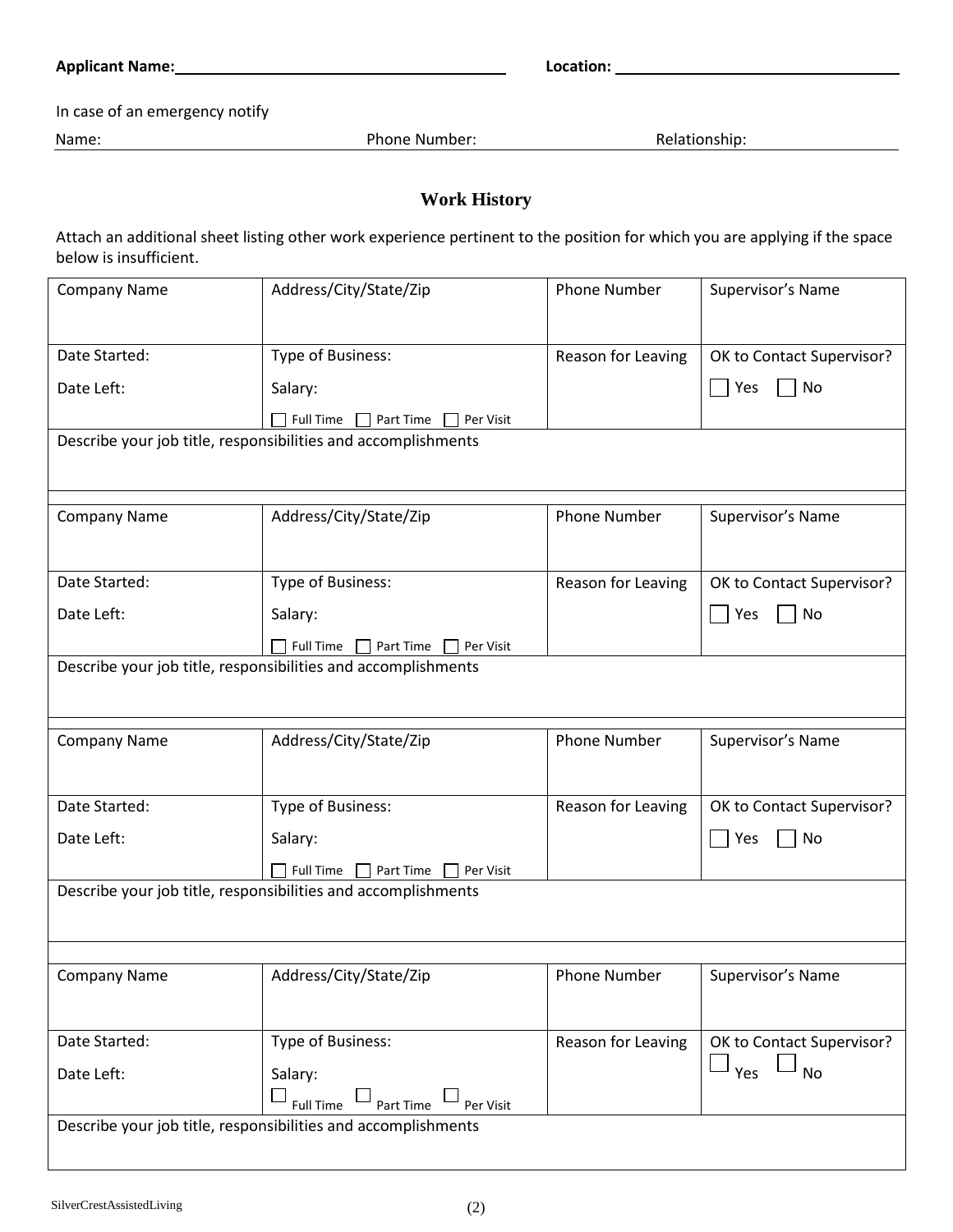**Applicant Name:** ______________________ **Location:** ______________________

In case of an emergency notify

Name: ______________ Phone Number: ______________ Relationship: ______________

## Work History

Attach an additional sheet listing other work experience pertinent to the position for which you are applying if the space below is insufficient.

| | | | |
|---|---|---|---|
| Company Name | Address/City/State/Zip | Phone Number | Supervisor's Name |
| Date Started:<br>Date Left: | Type of Business:<br>Salary:<br>☐ Full Time ☐ Part Time ☐ Per Visit | Reason for Leaving | OK to Contact Supervisor?<br>☐ Yes ☐ No |
| Describe your job title, responsibilities and accomplishments | | | |

| | | | |
|---|---|---|---|
| Company Name | Address/City/State/Zip | Phone Number | Supervisor's Name |
| Date Started:<br>Date Left: | Type of Business:<br>Salary:<br>☐ Full Time ☐ Part Time ☐ Per Visit | Reason for Leaving | OK to Contact Supervisor?<br>☐ Yes ☐ No |
| Describe your job title, responsibilities and accomplishments | | | |

| | | | |
|---|---|---|---|
| Company Name | Address/City/State/Zip | Phone Number | Supervisor's Name |
| Date Started:<br>Date Left: | Type of Business:<br>Salary:<br>☐ Full Time ☐ Part Time ☐ Per Visit | Reason for Leaving | OK to Contact Supervisor?<br>☐ Yes ☐ No |
| Describe your job title, responsibilities and accomplishments | | | |

| | | | |
|---|---|---|---|
| Company Name | Address/City/State/Zip | Phone Number | Supervisor's Name |
| Date Started:<br>Date Left: | Type of Business:<br>Salary:<br>☐ Full Time ☐ Part Time ☐ Per Visit | Reason for Leaving | OK to Contact Supervisor?<br>☐ Yes ☐ No |
| Describe your job title, responsibilities and accomplishments | | | |